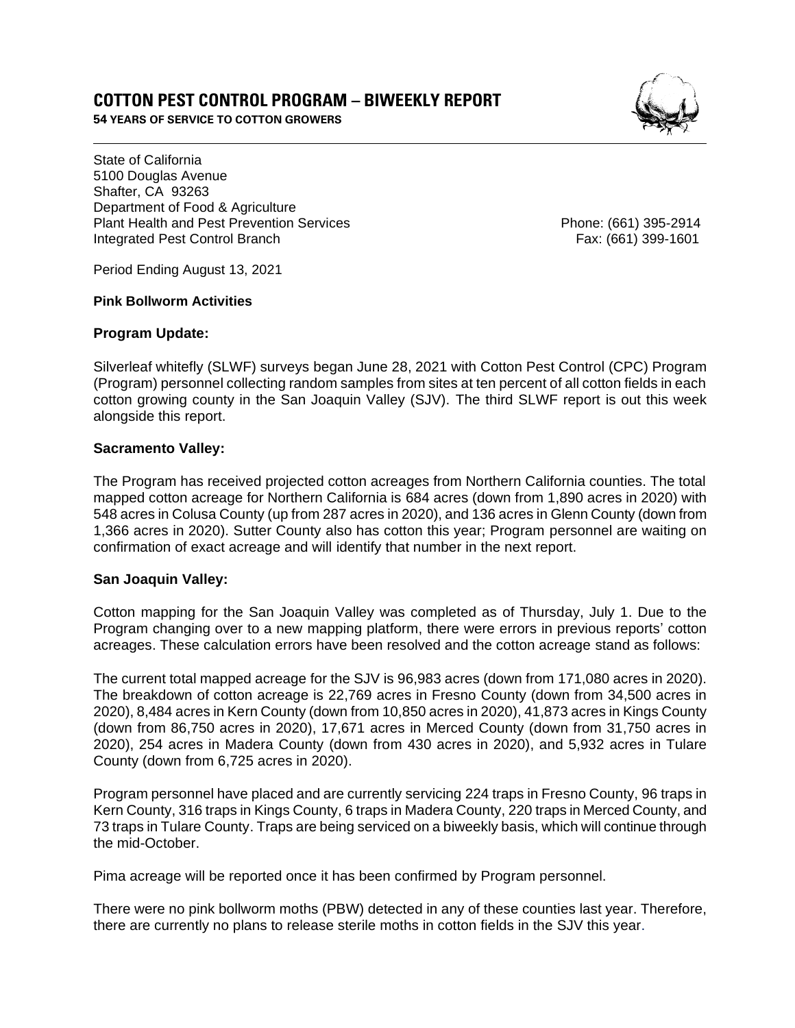# COTTON PEST CONTROL PROGRAM – BIWEEKLY REPORT

**54 YEARS OF SERVICE TO COTTON GROWERS**

State of California
5100 Douglas Avenue
Shafter, CA 93263
Department of Food & Agriculture
Plant Health and Pest Prevention Services
Integrated Pest Control Branch

Phone: (661) 395-2914
Fax: (661) 399-1601

Period Ending August 13, 2021

**Pink Bollworm Activities**

**Program Update:**

Silverleaf whitefly (SLWF) surveys began June 28, 2021 with Cotton Pest Control (CPC) Program (Program) personnel collecting random samples from sites at ten percent of all cotton fields in each cotton growing county in the San Joaquin Valley (SJV). The third SLWF report is out this week alongside this report.

**Sacramento Valley:**

The Program has received projected cotton acreages from Northern California counties. The total mapped cotton acreage for Northern California is 684 acres (down from 1,890 acres in 2020) with 548 acres in Colusa County (up from 287 acres in 2020), and 136 acres in Glenn County (down from 1,366 acres in 2020). Sutter County also has cotton this year; Program personnel are waiting on confirmation of exact acreage and will identify that number in the next report.

**San Joaquin Valley:**

Cotton mapping for the San Joaquin Valley was completed as of Thursday, July 1. Due to the Program changing over to a new mapping platform, there were errors in previous reports' cotton acreages. These calculation errors have been resolved and the cotton acreage stand as follows:

The current total mapped acreage for the SJV is 96,983 acres (down from 171,080 acres in 2020). The breakdown of cotton acreage is 22,769 acres in Fresno County (down from 34,500 acres in 2020), 8,484 acres in Kern County (down from 10,850 acres in 2020), 41,873 acres in Kings County (down from 86,750 acres in 2020), 17,671 acres in Merced County (down from 31,750 acres in 2020), 254 acres in Madera County (down from 430 acres in 2020), and 5,932 acres in Tulare County (down from 6,725 acres in 2020).

Program personnel have placed and are currently servicing 224 traps in Fresno County, 96 traps in Kern County, 316 traps in Kings County, 6 traps in Madera County, 220 traps in Merced County, and 73 traps in Tulare County. Traps are being serviced on a biweekly basis, which will continue through the mid-October.

Pima acreage will be reported once it has been confirmed by Program personnel.

There were no pink bollworm moths (PBW) detected in any of these counties last year. Therefore, there are currently no plans to release sterile moths in cotton fields in the SJV this year.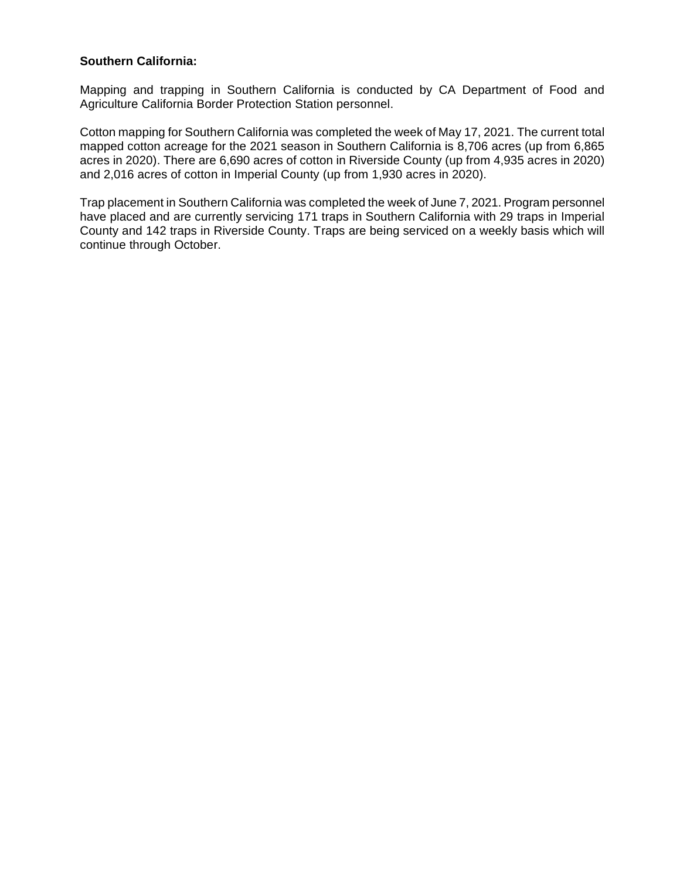**Southern California:**

Mapping and trapping in Southern California is conducted by CA Department of Food and Agriculture California Border Protection Station personnel.

Cotton mapping for Southern California was completed the week of May 17, 2021. The current total mapped cotton acreage for the 2021 season in Southern California is 8,706 acres (up from 6,865 acres in 2020). There are 6,690 acres of cotton in Riverside County (up from 4,935 acres in 2020) and 2,016 acres of cotton in Imperial County (up from 1,930 acres in 2020).

Trap placement in Southern California was completed the week of June 7, 2021. Program personnel have placed and are currently servicing 171 traps in Southern California with 29 traps in Imperial County and 142 traps in Riverside County. Traps are being serviced on a weekly basis which will continue through October.